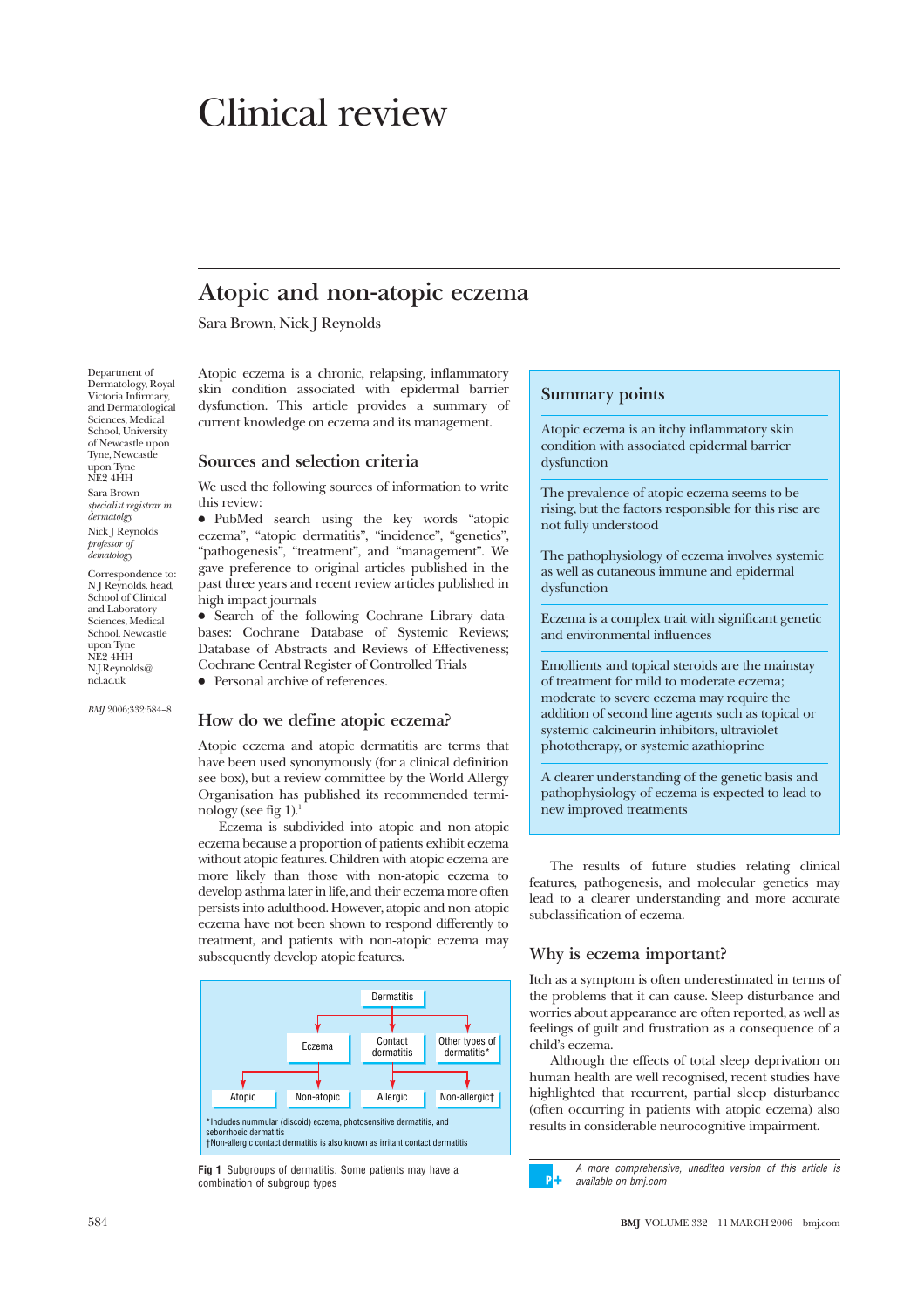# Clinical review

## Atopic and non-atopic eczema

Sara Brown, Nick J Reynolds

Department of Dermatology, Royal Victoria Infirmary, and Dermatological Sciences, Medical School, University of Newcastle upon Tyne, Newcastle upon Tyne NE2 4HH

Sara Brown *specialist registrar in dermatolgy*

Nick J Reynolds *professor of dermatology*

Correspondence to: N J Reynolds, head, School of Clinical and Laboratory Sciences, Medical School, Newcastle upon Tyne NE2 4HH N.J.Reynolds@ncl.ac.uk

*BMJ* 2006;332:584–8

Atopic eczema is a chronic, relapsing, inflammatory skin condition associated with epidermal barrier dysfunction. This article provides a summary of current knowledge on eczema and its management.

### Summary points

Atopic eczema is an itchy inflammatory skin condition with associated epidermal barrier dysfunction

The prevalence of atopic eczema seems to be rising, but the factors responsible for this rise are not fully understood

The pathophysiology of eczema involves systemic as well as cutaneous immune and epidermal dysfunction

Eczema is a complex trait with significant genetic and environmental influences

Emollients and topical steroids are the mainstay of treatment for mild to moderate eczema; moderate to severe eczema may require the addition of second line agents such as topical or systemic calcineurin inhibitors, ultraviolet phototherapy, or systemic azathioprine

A clearer understanding of the genetic basis and pathophysiology of eczema is expected to lead to new improved treatments

### Sources and selection criteria

We used the following sources of information to write this review:

- PubMed search using the key words "atopic eczema", "atopic dermatitis", "incidence", "genetics", "pathogenesis", "treatment", and "management". We gave preference to original articles published in the past three years and recent review articles published in high impact journals
- Search of the following Cochrane Library databases: Cochrane Database of Systemic Reviews; Database of Abstracts and Reviews of Effectiveness; Cochrane Central Register of Controlled Trials
- Personal archive of references.

### How do we define atopic eczema?

Atopic eczema and atopic dermatitis are terms that have been used synonymously (for a clinical definition see box), but a review committee by the World Allergy Organisation has published its recommended terminology (see fig 1).[1]

Eczema is subdivided into atopic and non-atopic eczema because a proportion of patients exhibit eczema without atopic features. Children with atopic eczema are more likely than those with non-atopic eczema to develop asthma later in life, and their eczema more often persists into adulthood. However, atopic and non-atopic eczema have not been shown to respond differently to treatment, and patients with non-atopic eczema may subsequently develop atopic features.

Dermatitis

Eczema

Contact dermatitis

Other types of dermatitis*

Atopic

Non-atopic

Allergic

Non-allergic†

*Includes nummular (discoid) eczema, photosensitive dermatitis, and seborrhoeic dermatitis

†Non-allergic contact dermatitis is also known as irritant contact dermatitis

**Fig 1** Subgroups of dermatitis. Some patients may have a combination of subgroup types

The results of future studies relating clinical features, pathogenesis, and molecular genetics may lead to a clearer understanding and more accurate subclassification of eczema.

### Why is eczema important?

Itch as a symptom is often underestimated in terms of the problems that it can cause. Sleep disturbance and worries about appearance are often reported, as well as feelings of guilt and frustration as a consequence of a child's eczema.

Although the effects of total sleep deprivation on human health are well recognised, recent studies have highlighted that recurrent, partial sleep disturbance (often occurring in patients with atopic eczema) also results in considerable neurocognitive impairment.

*A more comprehensive, unedited version of this article is available on bmj.com*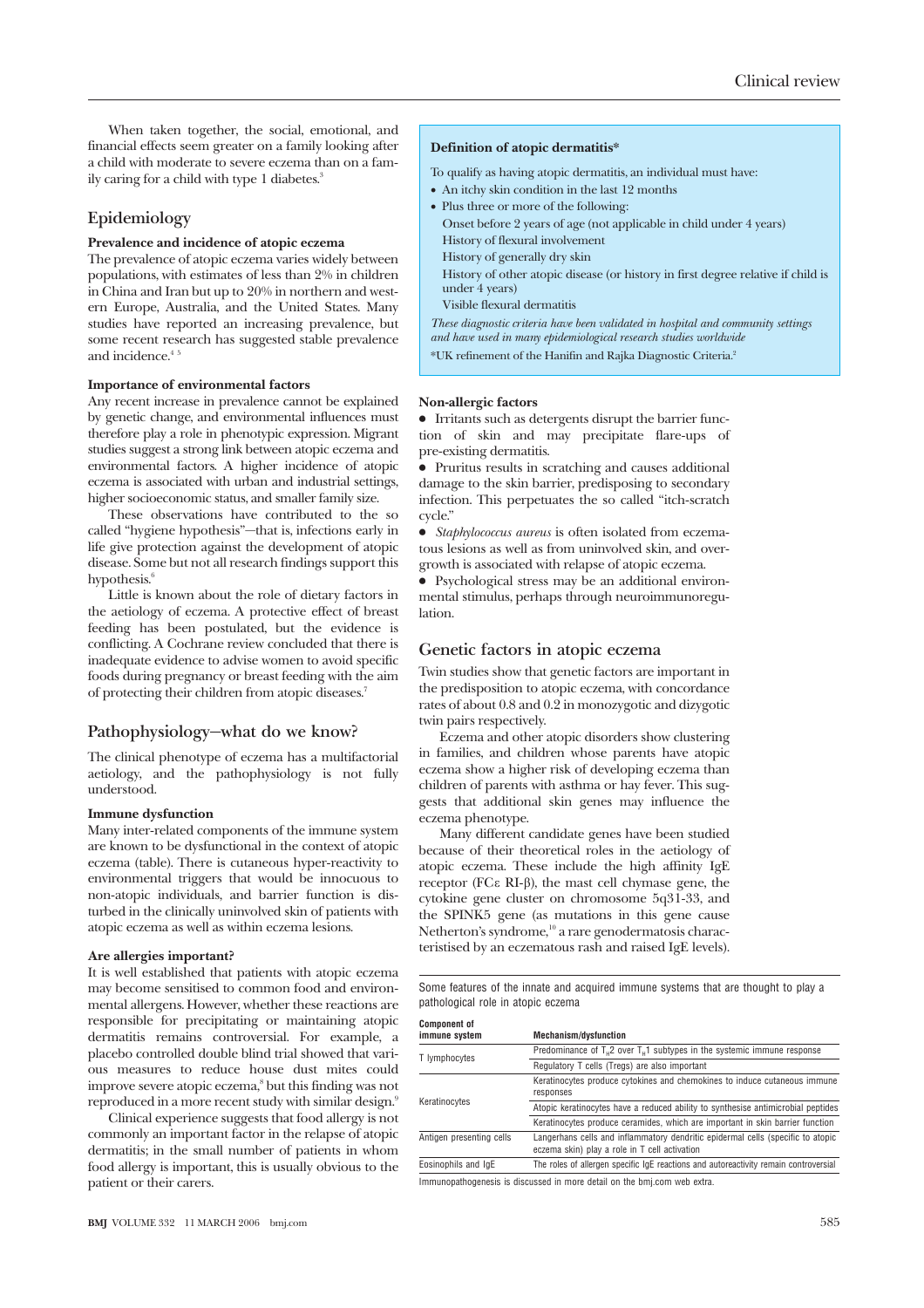When taken together, the social, emotional, and financial effects seem greater on a family looking after a child with moderate to severe eczema than on a family caring for a child with type 1 diabetes.[3]

## Epidemiology

### Prevalence and incidence of atopic eczema

The prevalence of atopic eczema varies widely between populations, with estimates of less than 2% in children in China and Iran but up to 20% in northern and western Europe, Australia, and the United States. Many studies have reported an increasing prevalence, but some recent research has suggested stable prevalence and incidence.[4 5]

### Importance of environmental factors

Any recent increase in prevalence cannot be explained by genetic change, and environmental influences must therefore play a role in phenotypic expression. Migrant studies suggest a strong link between atopic eczema and environmental factors. A higher incidence of atopic eczema is associated with urban and industrial settings, higher socioeconomic status, and smaller family size.

These observations have contributed to the so called "hygiene hypothesis"—that is, infections early in life give protection against the development of atopic eczema. Some but not all research findings support this hypothesis.[6]

Little is known about the role of dietary factors in the aetiology of eczema. A protective effect of breast feeding has been postulated, but the evidence is conflicting. A Cochrane review concluded that there is inadequate evidence to advise women to avoid specific foods during pregnancy or breast feeding with the aim of protecting their children from atopic diseases.[7]

## Pathophysiology—what do we know?

The clinical phenotype of eczema has a multifactorial aetiology, and the pathophysiology is not fully understood.

### Immune dysfunction

Many inter-related components of the immune system are known to be dysfunctional in the context of atopic eczema (table). There is cutaneous hyper-reactivity to environmental triggers that would be innocuous to non-atopic individuals, and barrier function is disturbed in the clinically uninvolved skin of patients with atopic eczema as well as within eczema lesions.

### Are allergies important?

It is well established that patients with atopic eczema may become sensitised to common food and environmental allergens. However, whether these reactions are responsible for precipitating or maintaining atopic dermatitis remains controversial. For example, a placebo controlled double blind trial showed that various measures to reduce house dust mites could improve severe atopic eczema,[8] but this finding was not reproduced in a more recent study with similar design.[9]

Clinical experience suggests that food allergy is not commonly an important factor in the relapse of atopic dermatitis; in the small number of patients in whom food allergy is important, this is usually obvious to the patient or their carers.

> **Definition of atopic dermatitis***
>
> To qualify as having atopic dermatitis, an individual must have:
>
> - An itchy skin condition in the last 12 months
> - Plus three or more of the following:
>   - Onset before 2 years of age (not applicable in child under 4 years)
>   - History of flexural involvement
>   - History of generally dry skin
>   - History of other atopic disease (or history in first degree relative if child is under 4 years)
>   - Visible flexural dermatitis
>
> *These diagnostic criteria have been validated in hospital and community settings and have used in many epidemiological research studies worldwide*
>
> *UK refinement of the Hanifin and Rajka Diagnostic Criteria.[2]

### Non-allergic factors

- Irritants such as detergents disrupt the barrier function of skin and may precipitate flare-ups of pre-existing dermatitis.
- Pruritus results in scratching and causes additional damage to the skin barrier, predisposing to secondary infection. This perpetuates the so called "itch-scratch cycle."
- *Staphylococcus aureus* is often isolated from eczematous lesions as well as from uninvolved skin, and overgrowth is associated with relapse of atopic eczema.
- Psychological stress may be an additional environmental stimulus, perhaps through neuroimmunoregulation.

## Genetic factors in atopic eczema

Twin studies show that genetic factors are important in the predisposition to atopic eczema, with concordance rates of about 0.8 and 0.2 in monozygotic and dizygotic twin pairs respectively.

Eczema and other atopic disorders show clustering in families, and children whose parents have atopic eczema show a higher risk of developing eczema than children of parents with asthma or hay fever. This suggests that additional skin genes may influence the eczema phenotype.

Many different candidate genes have been studied because of their theoretical roles in the aetiology of atopic eczema. These include the high affinity IgE receptor (FCε RI-β), the mast cell chymase gene, the cytokine gene cluster on chromosome 5q31-33, and the SPINK5 gene (as mutations in this gene cause Netherton's syndrome,[10] a rare genodermatosis characteristised by an eczematous rash and raised IgE levels).

Some features of the innate and acquired immune systems that are thought to play a pathological role in atopic eczema

| Component of immune system | Mechanism/dysfunction |
|---|---|
| T lymphocytes | Predominance of $T_H2$ over $T_H1$ subtypes in the systemic immune response |
| | Regulatory T cells (Tregs) are also important |
| Keratinocytes | Keratinocytes produce cytokines and chemokines to induce cutaneous immune responses |
| | Atopic keratinocytes have a reduced ability to synthesise antimicrobial peptides |
| | Keratinocytes produce ceramides, which are important in skin barrier function |
| Antigen presenting cells | Langerhans cells and inflammatory dendritic epidermal cells (specific to atopic eczema skin) play a role in T cell activation |
| Eosinophils and IgE | The roles of allergen specific IgE reactions and autoreactivity remain controversial |

Immunopathogenesis is discussed in more detail on the bmj.com web extra.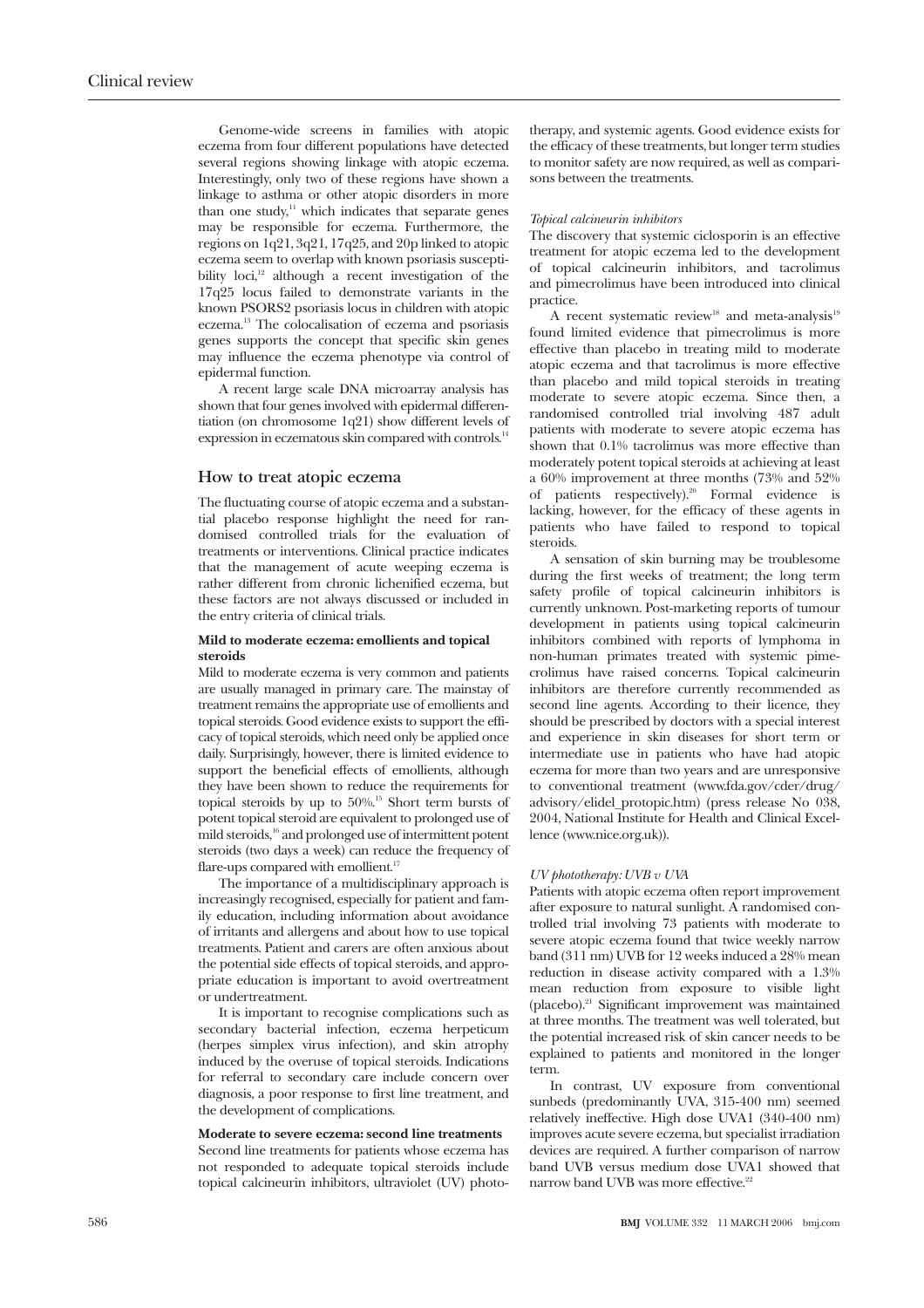Genome-wide screens in families with atopic eczema from four different populations have detected several regions showing linkage with atopic eczema. Interestingly, only two of these regions have shown a linkage to asthma or other atopic disorders in more than one study,[11] which indicates that separate genes may be responsible for eczema. Furthermore, the regions on 1q21, 3q21, 17q25, and 20p linked to atopic eczema seem to overlap with known psoriasis susceptibility loci,[12] although a recent investigation of the 17q25 locus failed to demonstrate variants in the known PSORS2 psoriasis locus in children with atopic eczema.[13] The colocalisation of eczema and psoriasis genes supports the concept that specific skin genes may influence the eczema phenotype via control of epidermal function.

A recent large scale DNA microarray analysis has shown that four genes involved with epidermal differentiation (on chromosome 1q21) show different levels of expression in eczematous skin compared with controls.[14]

## How to treat atopic eczema

The fluctuating course of atopic eczema and a substantial placebo response highlight the need for randomised controlled trials for the evaluation of treatments or interventions. Clinical practice indicates that the management of acute weeping eczema is rather different from chronic lichenified eczema, but these factors are not always discussed or included in the entry criteria of clinical trials.

### Mild to moderate eczema: emollients and topical steroids

Mild to moderate eczema is very common and patients are usually managed in primary care. The mainstay of treatment remains the appropriate use of emollients and topical steroids. Good evidence exists to support the efficacy of topical steroids, which need only be applied once daily. Surprisingly, however, there is limited evidence to support the beneficial effects of emollients, although they have been shown to reduce the requirements for topical steroids by up to 50%.[15] Short term bursts of potent topical steroid are equivalent to prolonged use of mild steroids,[16] and prolonged use of intermittent potent steroids (two days a week) can reduce the frequency of flare-ups compared with emollient.[17]

The importance of a multidisciplinary approach is increasingly recognised, especially for patient and family education, including information about avoidance of irritants and allergens and about how to use topical treatments. Patient and carers are often anxious about the potential side effects of topical steroids, and appropriate education is important to avoid overtreatment or undertreatment.

It is important to recognise complications such as secondary bacterial infection, eczema herpeticum (herpes simplex virus infection), and skin atrophy induced by the overuse of topical steroids. Indications for referral to secondary care include concern over diagnosis, a poor response to first line treatment, and the development of complications.

### Moderate to severe eczema: second line treatments

Second line treatments for patients whose eczema has not responded to adequate topical steroids include topical calcineurin inhibitors, ultraviolet (UV) phototherapy, and systemic agents. Good evidence exists for the efficacy of these treatments, but longer term studies to monitor safety are now required, as well as comparisons between the treatments.

#### *Topical calcineurin inhibitors*

The discovery that systemic ciclosporin is an effective treatment for atopic eczema led to the development of topical calcineurin inhibitors, and tacrolimus and pimecrolimus have been introduced into clinical practice.

A recent systematic review[18] and meta-analysis[19] found limited evidence that pimecrolimus is more effective than placebo in treating mild to moderate atopic eczema and that tacrolimus is more effective than placebo and mild topical steroids in treating moderate to severe atopic eczema. Since then, a randomised controlled trial involving 487 adult patients with moderate to severe atopic eczema has shown that 0.1% tacrolimus was more effective than moderately potent topical steroids at achieving at least a 60% improvement at three months (73% and 52% of patients respectively).[20] Formal evidence is lacking, however, for the efficacy of these agents in patients who have failed to respond to topical steroids.

A sensation of skin burning may be troublesome during the first weeks of treatment; the long term safety profile of topical calcineurin inhibitors is currently unknown. Post-marketing reports of tumour development in patients using topical calcineurin inhibitors combined with reports of lymphoma in non-human primates treated with systemic pimecrolimus have raised concerns. Topical calcineurin inhibitors are therefore currently recommended as second line agents. According to their licence, they should be prescribed by doctors with a special interest and experience in skin diseases for short term or intermediate use in patients who have had atopic eczema for more than two years and are unresponsive to conventional treatment (www.fda.gov/cder/drug/advisory/elidel_protopic.htm) (press release No 038, 2004, National Institute for Health and Clinical Excellence (www.nice.org.uk)).

#### *UV phototherapy: UVB v UVA*

Patients with atopic eczema often report improvement after exposure to natural sunlight. A randomised controlled trial involving 73 patients with moderate to severe atopic eczema found that twice weekly narrow band (311 nm) UVB for 12 weeks induced a 28% mean reduction in disease activity compared with a 1.3% mean reduction from exposure to visible light (placebo).[21] Significant improvement was maintained at three months. The treatment was well tolerated, but the potential increased risk of skin cancer needs to be explained to patients and monitored in the longer term.

In contrast, UV exposure from conventional sunbeds (predominantly UVA, 315-400 nm) seemed relatively ineffective. High dose UVA1 (340-400 nm) improves acute severe eczema, but specialist irradiation devices are required. A further comparison of narrow band UVB versus medium dose UVA1 showed that narrow band UVB was more effective.[22]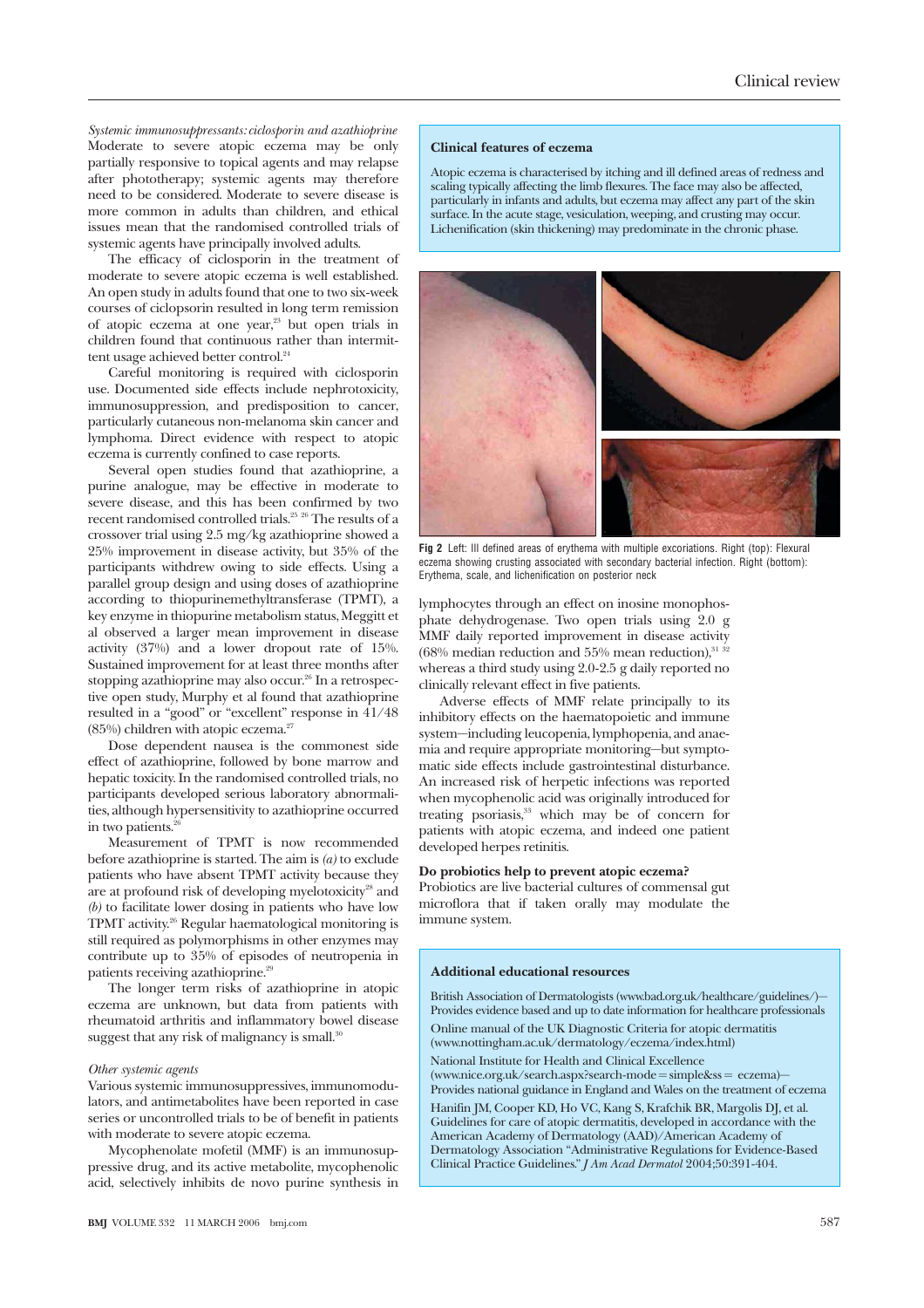*Systemic immunosuppressants: ciclosporin and azathioprine*

Moderate to severe atopic eczema may be only partially responsive to topical agents and may relapse after phototherapy; systemic agents may therefore need to be considered. Moderate to severe disease is more common in adults than children, and ethical issues mean that the randomised controlled trials of systemic agents have principally involved adults.

The efficacy of ciclosporin in the treatment of moderate to severe atopic eczema is well established. An open study in adults found that one to two six-week courses of ciclopsorin resulted in long term remission of atopic eczema at one year,[23] but open trials in children found that continuous rather than intermittent usage achieved better control.[24]

Careful monitoring is required with ciclosporin use. Documented side effects include nephrotoxicity, immunosuppression, and predisposition to cancer, particularly cutaneous non-melanoma skin cancer and lymphoma. Direct evidence with respect to atopic eczema is currently confined to case reports.

Several open studies found that azathioprine, a purine analogue, may be effective in moderate to severe disease, and this has been confirmed by two recent randomised controlled trials.[25 26] The results of a crossover trial using 2.5 mg/kg azathioprine showed a 25% improvement in disease activity, but 35% of the participants withdrew owing to side effects. Using a parallel group design and using doses of azathioprine according to thiopurinemethyltransferase (TPMT), a key enzyme in thiopurine metabolism status, Meggitt et al observed a larger mean improvement in disease activity (37%) and a lower dropout rate of 15%. Sustained improvement for at least three months after stopping azathioprine may also occur.[26] In a retrospective open study, Murphy et al found that azathioprine resulted in a "good" or "excellent" response in 41/48 (85%) children with atopic eczema.[27]

Dose dependent nausea is the commonest side effect of azathioprine, followed by bone marrow and hepatic toxicity. In the randomised controlled trials, no participants developed serious laboratory abnormalities, although hypersensitivity to azathioprine occurred in two patients.[26]

Measurement of TPMT is now recommended before azathioprine is started. The aim is *(a)* to exclude patients who have absent TPMT activity because they are at profound risk of developing myelotoxicity[28] and *(b)* to facilitate lower dosing in patients who have low TPMT activity.[26] Regular haematological monitoring is still required as polymorphisms in other enzymes may contribute up to 35% of episodes of neutropenia in patients receiving azathioprine.[29]

The longer term risks of azathioprine in atopic eczema are unknown, but data from patients with rheumatoid arthritis and inflammatory bowel disease suggest that any risk of malignancy is small.[30]

*Other systemic agents*

Various systemic immunosuppressives, immunomodulators, and antimetabolites have been reported in case series or uncontrolled trials to be of benefit in patients with moderate to severe atopic eczema.

Mycophenolate mofetil (MMF) is an immunosuppressive drug, and its active metabolite, mycophenolic acid, selectively inhibits de novo purine synthesis in lymphocytes through an effect on inosine monophosphate dehydrogenase. Two open trials using 2.0 g MMF daily reported improvement in disease activity (68% median reduction and 55% mean reduction),[31 32] whereas a third study using 2.0-2.5 g daily reported no clinically relevant effect in five patients.

Adverse effects of MMF relate principally to its inhibitory effects on the haematopoietic and immune system—including leucopenia, lymphopenia, and anaemia and require appropriate monitoring—but symptomatic side effects include gastrointestinal disturbance. An increased risk of herpetic infections was reported when mycophenolic acid was originally introduced for treating psoriasis,[33] which may be of concern for patients with atopic eczema, and indeed one patient developed herpes retinitis.

**Do probiotics help to prevent atopic eczema?**

Probiotics are live bacterial cultures of commensal gut microflora that if taken orally may modulate the immune system.

**Clinical features of eczema**

Atopic eczema is characterised by itching and ill defined areas of redness and scaling typically affecting the limb flexures. The face may also be affected, particularly in infants and adults, but eczema may affect any part of the skin surface. In the acute stage, vesiculation, weeping, and crusting may occur. Lichenification (skin thickening) may predominate in the chronic phase.

**Fig 2** Left: Ill defined areas of erythema with multiple excoriations. Right (top): Flexural eczema showing crusting associated with secondary bacterial infection. Right (bottom): Erythema, scale, and lichenification on posterior neck

**Additional educational resources**

British Association of Dermatologists (www.bad.org.uk/healthcare/guidelines/)—Provides evidence based and up to date information for healthcare professionals

Online manual of the UK Diagnostic Criteria for atopic dermatitis (www.nottingham.ac.uk/dermatology/eczema/index.html)

National Institute for Health and Clinical Excellence (www.nice.org.uk/search.aspx?search-mode=simple&ss= eczema)—Provides national guidance in England and Wales on the treatment of eczema

Hanifin JM, Cooper KD, Ho VC, Kang S, Krafchik BR, Margolis DJ, et al. Guidelines for care of atopic dermatitis, developed in accordance with the American Academy of Dermatology (AAD)/American Academy of Dermatology Association "Administrative Regulations for Evidence-Based Clinical Practice Guidelines." *J Am Acad Dermatol* 2004;50:391-404.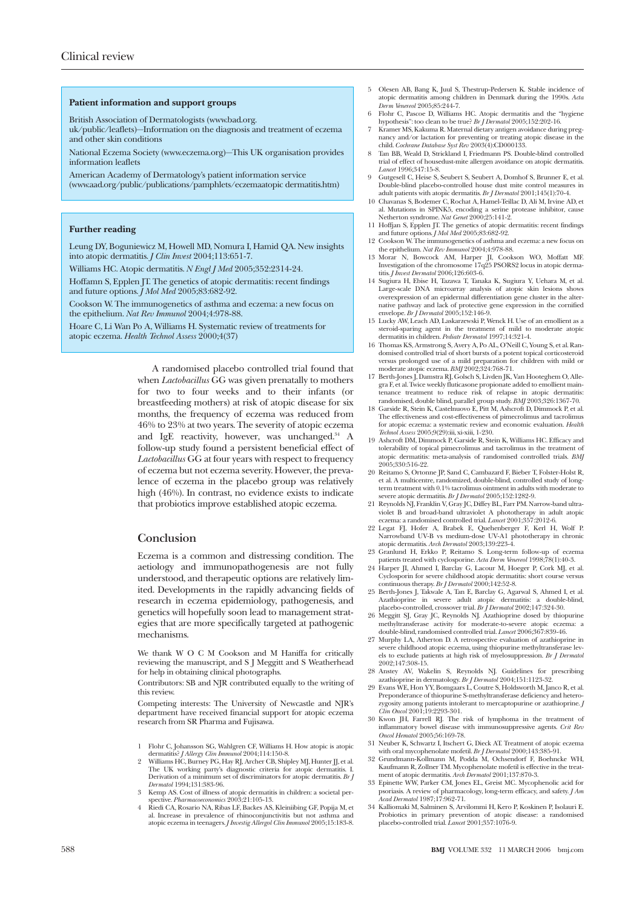### Patient information and support groups

British Association of Dermatologists (www.bad.org.uk/public/leaflets)—Information on the diagnosis and treatment of eczema and other skin conditions

National Eczema Society (www.eczema.org)—This UK organisation provides information leaflets

American Academy of Dermatology's patient information service (www.aad.org/public/publications/pamphlets/eczemaatopic dermatitis.htm)

### Further reading

Leung DY, Boguniewicz M, Howell MD, Nomura I, Hamid QA. New insights into atopic dermatitis. *J Clin Invest* 2004;113:651-7.

Williams HC. Atopic dermatitis. *N Engl J Med* 2005;352:2314-24.

Hoffamn S, Epplen JT. The genetics of atopic dermatitis: recent findings and future options. *J Mol Med* 2005;83:682-92.

Cookson W. The immunogenetics of asthma and eczema: a new focus on the epithelium. *Nat Rev Immunol* 2004;4:978-88.

Hoare C, Li Wan Po A, Williams H. Systematic review of treatments for atopic eczema. *Health Technol Assess* 2000;4(37)

A randomised placebo controlled trial found that when *Lactobacillus* GG was given prenatally to mothers for two to four weeks and to their infants (or breastfeeding mothers) at risk of atopic disease for six months, the frequency of eczema was reduced from 46% to 23% at two years. The severity of atopic eczema and IgE reactivity, however, was unchanged.[34] A follow-up study found a persistent beneficial effect of *Lactobacillus* GG at four years with respect to frequency of eczema but not eczema severity. However, the prevalence of eczema in the placebo group was relatively high (46%). In contrast, no evidence exists to indicate that probiotics improve established atopic eczema.

## Conclusion

Eczema is a common and distressing condition. The aetiology and immunopathogenesis are not fully understood, and therapeutic options are relatively limited. Developments in the rapidly advancing fields of research in eczema epidemiology, pathogenesis, and genetics will hopefully soon lead to management strategies that are more specifically targeted at pathogenic mechanisms.

We thank W O C M Cookson and M Haniffa for critically reviewing the manuscript, and S J Meggitt and S Weatherhead for help in obtaining clinical photographs.

Contributors: SB and NJR contributed equally to the writing of this review.

Competing interests: The University of Newcastle and NJR's department have received financial support for atopic eczema research from SR Pharma and Fujisawa.

1. Flohr C, Johansson SG, Wahlgren CF, Williams H. How atopic is atopic dermatitis? *J Allergy Clin Immunol* 2004;114:150-8.
2. Williams HC, Burney PG, Hay RJ, Archer CB, Shipley MJ, Hunter JJ, et al. The UK working party's diagnostic criteria for atopic dermatitis. I. Derivation of a minimum set of discriminators for atopic dermatitis. *Br J Dermatol* 1994;131:383-96.
3. Kemp AS. Cost of illness of atopic dermatitis in children: a societal perspective. *Pharmacoeconomics* 2003;21:105-13.
4. Riedi CA, Rosario NA, Ribas LF, Backes AS, Kleiniibing GF, Popija M, et al. Increase in prevalence of rhinoconjunctivitis but not asthma and atopic eczema in teenagers. *J Investig Allergol Clin Immunol* 2005;15:183-8.
5. Olesen AB, Bang K, Juul S, Thestrup-Pedersen K. Stable incidence of atopic dermatitis among children in Denmark during the 1990s. *Acta Derm Venereol* 2005;85:244-7.
6. Flohr C, Pascoe D, Williams HC. Atopic dermatitis and the "hygiene hypothesis": too clean to be true? *Br J Dermatol* 2005;152:202-16.
7. Kramer MS, Kakuma R. Maternal dietary antigen avoidance during pregnancy and/or lactation for preventing or treating atopic disease in the child. *Cochrane Database Syst Rev* 2003(4):CD000133.
8. Tan BB, Weald D, Strickland I, Friedmann PS. Double-blind controlled trial of effect of housedust-mite allergen avoidance on atopic dermatitis. *Lancet* 1996;347:15-8.
9. Gutgesell C, Heise S, Seubert S, Seubert A, Domhof S, Brunner E, et al. Double-blind placebo-controlled house dust mite control measures in adult patients with atopic dermatitis. *Br J Dermatol* 2001;145(1):70-4.
10. Chavanas S, Bodemer C, Rochat A, Hamel-Teillac D, Ali M, Irvine AD, et al. Mutations in SPINK5, encoding a serine protease inhibitor, cause Netherton syndrome. *Nat Genet* 2000;25:141-2.
11. Hoffjan S, Epplen JT. The genetics of atopic dermatitis: recent findings and future options. *J Mol Med* 2005;83:682-92.
12. Cookson W. The immunogenetics of asthma and eczema: a new focus on the epithelium. *Nat Rev Immunol* 2004;4:978-88.
13. Morar N, Bowcock AM, Harper JI, Cookson WO, Moffatt MF. Investigation of the chromosome 17q25 PSORS2 locus in atopic dermatitis. *J Invest Dermatol* 2006;126:603-6.
14. Sugiura H, Ebise H, Tazawa T, Tanaka K, Sugiura Y, Uehara M, et al. Large-scale DNA microarray analysis of atopic skin lesions shows overexpression of an epidermal differentiation gene cluster in the alternative pathway and lack of protective gene expression in the cornified envelope. *Br J Dermatol* 2005;152:146-9.
15. Lucky AW, Leach AD, Laskarzewski P, Wenck H. Use of an emollient as a steroid-sparing agent in the treatment of mild to moderate atopic dermatitis in children. *Pediatr Dermatol* 1997;14:321-4.
16. Thomas KS, Armstrong S, Avery A, Po AL, O'Neill C, Young S, et al. Randomised controlled trial of short bursts of a potent topical corticosteroid versus prolonged use of a mild preparation for children with mild or moderate atopic eczema. *BMJ* 2002;324:768-71.
17. Berth-Jones J, Damstra RJ, Golsch S, Livden JK, Van Hooteghem O, Allegra F, et al. Twice weekly fluticasone propionate added to emollient maintenance treatment to reduce risk of relapse in atopic dermatitis: randomised, double blind, parallel group study. *BMJ* 2003;326:1367-70.
18. Garside R, Stein K, Castelnuovo E, Pitt M, Ashcroft D, Dimmock P, et al. The effectiveness and cost-effectiveness of pimecrolimus and tacrolimus for atopic eczema: a systematic review and economic evaluation. *Health Technol Assess* 2005;9(29):iii, xi-xiii, 1-230.
19. Ashcroft DM, Dimmock P, Garside R, Stein K, Williams HC. Efficacy and tolerability of topical pimecrolimus and tacrolimus in the treatment of atopic dermatitis: meta-analysis of randomised controlled trials. *BMJ* 2005;330:516-22.
20. Reitamo S, Ortonne JP, Sand C, Cambazard F, Bieber T, Folster-Holst R, et al. A multicentre, randomized, double-blind, controlled study of long-term treatment with 0.1% tacrolimus ointment in adults with moderate to severe atopic dermatitis. *Br J Dermatol* 2005;152:1282-9.
21. Reynolds NJ, Franklin V, Gray JC, Diffey BL, Farr PM. Narrow-band ultraviolet B and broad-band ultraviolet A phototherapy in adult atopic eczema: a randomised controlled trial. *Lancet* 2001;357:2012-6.
22. Legat FJ, Hofer A, Brabek E, Quehenberger F, Kerl H, Wolf P. Narrowband UV-B vs medium-dose UV-A1 phototherapy in chronic atopic dermatitis. *Arch Dermatol* 2003;139:223-4.
23. Granlund H, Erkko P, Reitamo S. Long-term follow-up of eczema patients treated with cyclosporine. *Acta Derm Venereol* 1998;78(1):40-3.
24. Harper JI, Ahmed I, Barclay G, Lacour M, Hoeger P, Cork MJ, et al. Cyclosporin for severe childhood atopic dermatitis: short course versus continuous therapy. *Br J Dermatol* 2000;142:52-8.
25. Berth-Jones J, Takwale A, Tan E, Barclay G, Agarwal S, Ahmed I, et al. Azathioprine in severe adult atopic dermatitis: a double-blind, placebo-controlled, crossover trial. *Br J Dermatol* 2002;147:324-30.
26. Meggitt SJ, Gray JC, Reynolds NJ. Azathioprine dosed by thiopurine methyltransferase activity for moderate-to-severe atopic eczema: a double-blind, randomised controlled trial. *Lancet* 2006;367:839-46.
27. Murphy LA, Atherton D. A retrospective evaluation of azathioprine in severe childhood atopic eczema, using thiopurine methyltransferase levels to exclude patients at high risk of myelosuppression. *Br J Dermatol* 2002;147:308-15.
28. Anstey AV, Wakelin S, Reynolds NJ. Guidelines for prescribing azathioprine in dermatology. *Br J Dermatol* 2004;151:1123-32.
29. Evans WE, Hon YY, Bomgaars L, Coutre S, Holdsworth M, Janco R, et al. Preponderance of thiopurine S-methyltransferase deficiency and heterozygosity among patients intolerant to mercaptopurine or azathioprine. *J Clin Oncol* 2001;19:2293-301.
30. Kwon JH, Farrell RJ. The risk of lymphoma in the treatment of inflammatory bowel disease with immunosuppressive agents. *Crit Rev Oncol Hematol* 2005;56:169-78.
31. Neuber K, Schwartz I, Itschert G, Dieck AT. Treatment of atopic eczema with oral mycophenolate mofetil. *Br J Dermatol* 2000;143:385-91.
32. Grundmann-Kollmann M, Podda M, Ochsendorf F, Boehncke WH, Kaufmann R, Zollner TM. Mycophenolate mofetil is effective in the treatment of atopic dermatitis. *Arch Dermatol* 2001;137:870-3.
33. Epinette WW, Parker CM, Jones EL, Greist MC. Mycophenolic acid for psoriasis. A review of pharmacology, long-term efficacy, and safety. *J Am Acad Dermatol* 1987;17:962-71.
34. Kalliomaki M, Salminen S, Arvilommi H, Kero P, Koskinen P, Isolauri E. Probiotics in primary prevention of atopic disease: a randomised placebo-controlled trial. *Lancet* 2001;357:1076-9.